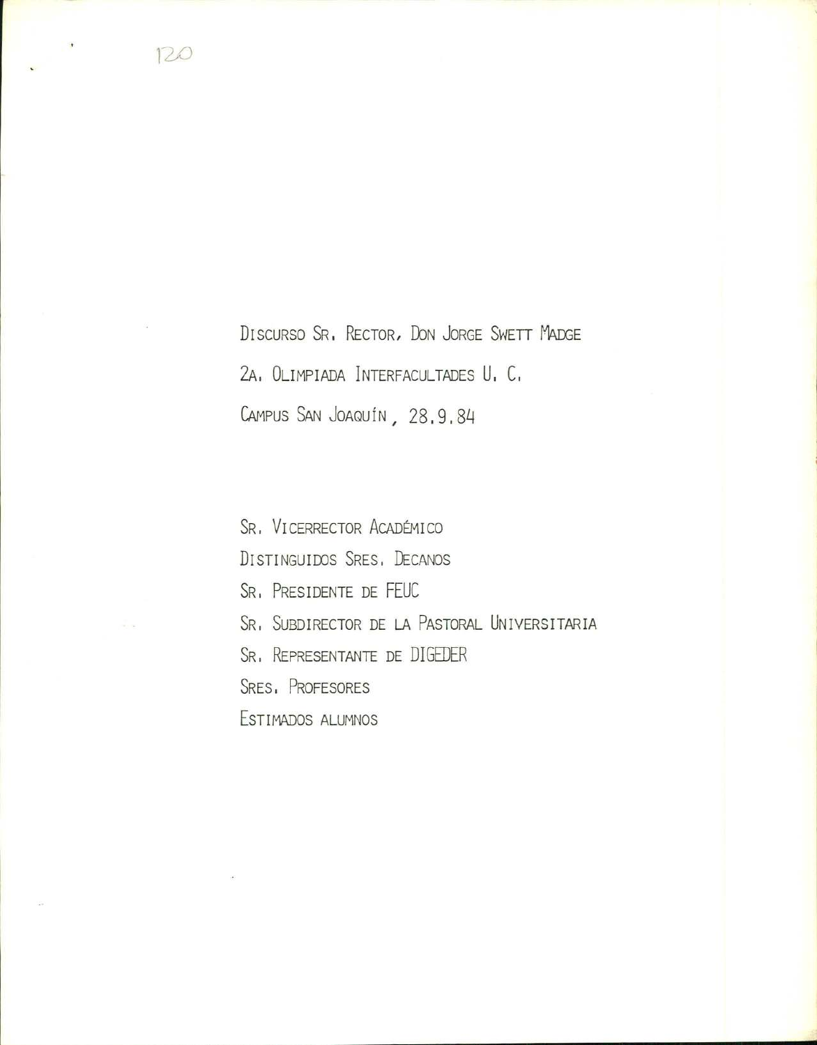DISCURSO SR. RECTOR, DON JORGE SWETT MADGE

2A. OLIMPIADA INTERFACULTADES U. C.

CAMPUS SAN JOAQUÍN, 28.9.84

SR. VICERRECTOR ACADÉMICO

DISTINGUIDOS SRES. DECANOS

SR. PRESIDENTE DE FEUC

SR. SUBDIRECTOR DE LA PASTORAL UNIVERSITARIA

SR. REPRESENTANTE DE DIGEDER

SRES. PROFESORES

ESTIMADOS ALUMNOS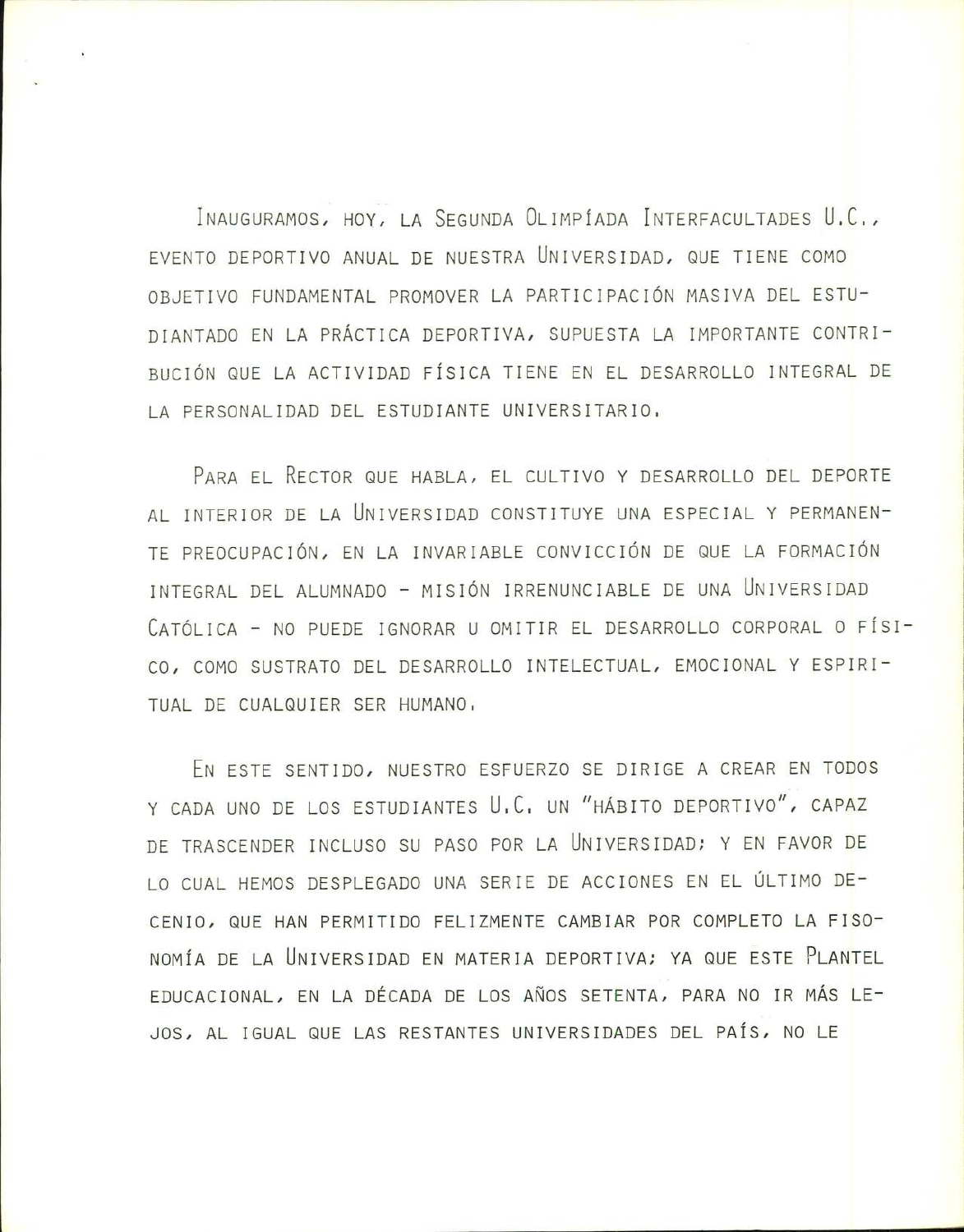Inauguramos, hoy, la Segunda Olimpíada Interfacultades U.C., evento deportivo anual de nuestra Universidad, que tiene como objetivo fundamental promover la participación masiva del estudiantado en la práctica deportiva, supuesta la importante contribución que la actividad física tiene en el desarrollo integral de la personalidad del estudiante universitario.

Para el Rector que habla, el cultivo y desarrollo del deporte al interior de la Universidad constituye una especial y permanente preocupación, en la invariable convicción de que la formación integral del alumnado - misión irrenunciable de una Universidad Católica - no puede ignorar u omitir el desarrollo corporal o físico, como sustrato del desarrollo intelectual, emocional y espiritual de cualquier ser humano.

En este sentido, nuestro esfuerzo se dirige a crear en todos y cada uno de los estudiantes U.C. un "hábito deportivo", capaz de trascender incluso su paso por la Universidad; y en favor de lo cual hemos desplegado una serie de acciones en el último decenio, que han permitido felizmente cambiar por completo la fisonomía de la Universidad en materia deportiva; ya que este Plantel educacional, en la década de los años setenta, para no ir más lejos, al igual que las restantes universidades del país, no le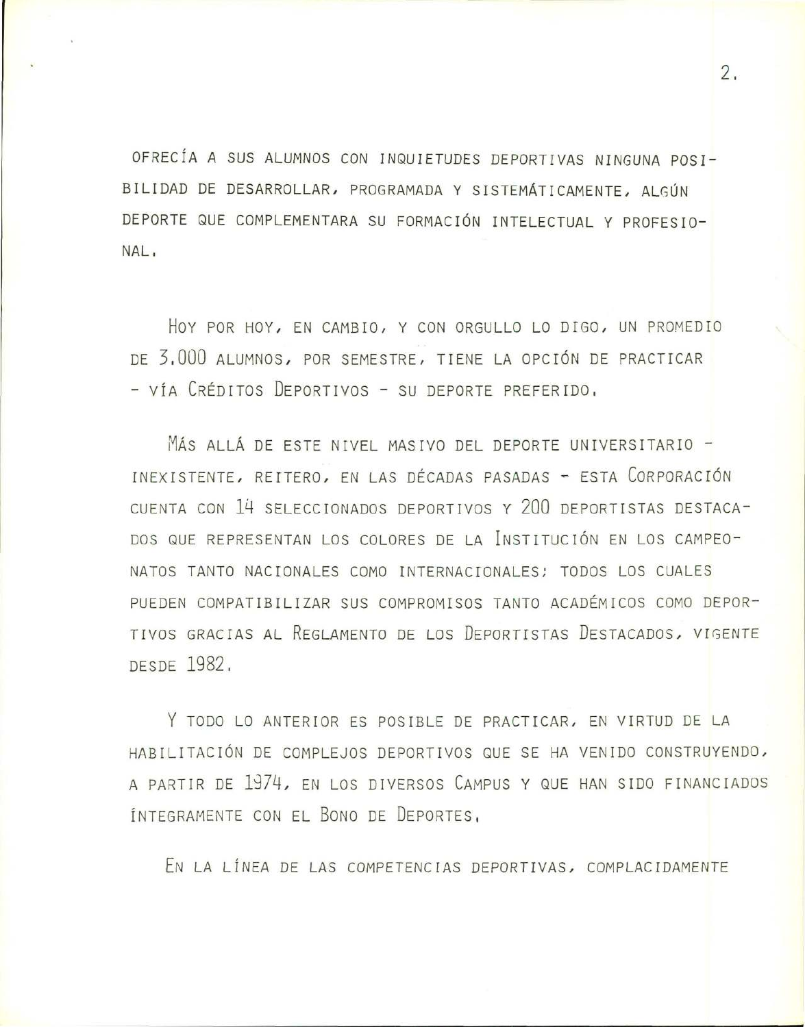OFRECÍA A SUS ALUMNOS CON INQUIETUDES DEPORTIVAS NINGUNA POSIBILIDAD DE DESARROLLAR, PROGRAMADA Y SISTEMÁTICAMENTE, ALGÚN DEPORTE QUE COMPLEMENTARA SU FORMACIÓN INTELECTUAL Y PROFESIONAL.

HOY POR HOY, EN CAMBIO, Y CON ORGULLO LO DIGO, UN PROMEDIO DE 3.000 ALUMNOS, POR SEMESTRE, TIENE LA OPCIÓN DE PRACTICAR - VÍA CRÉDITOS DEPORTIVOS - SU DEPORTE PREFERIDO.

MÁS ALLÁ DE ESTE NIVEL MASIVO DEL DEPORTE UNIVERSITARIO - INEXISTENTE, REITERO, EN LAS DÉCADAS PASADAS - ESTA CORPORACIÓN CUENTA CON 14 SELECCIONADOS DEPORTIVOS Y 200 DEPORTISTAS DESTACADOS QUE REPRESENTAN LOS COLORES DE LA INSTITUCIÓN EN LOS CAMPEONATOS TANTO NACIONALES COMO INTERNACIONALES; TODOS LOS CUALES PUEDEN COMPATIBILIZAR SUS COMPROMISOS TANTO ACADÉMICOS COMO DEPORTIVOS GRACIAS AL REGLAMENTO DE LOS DEPORTISTAS DESTACADOS, VIGENTE DESDE 1982.

Y TODO LO ANTERIOR ES POSIBLE DE PRACTICAR, EN VIRTUD DE LA HABILITACIÓN DE COMPLEJOS DEPORTIVOS QUE SE HA VENIDO CONSTRUYENDO, A PARTIR DE 1974, EN LOS DIVERSOS CAMPUS Y QUE HAN SIDO FINANCIADOS ÍNTEGRAMENTE CON EL BONO DE DEPORTES.

EN LA LÍNEA DE LAS COMPETENCIAS DEPORTIVAS, COMPLACIDAMENTE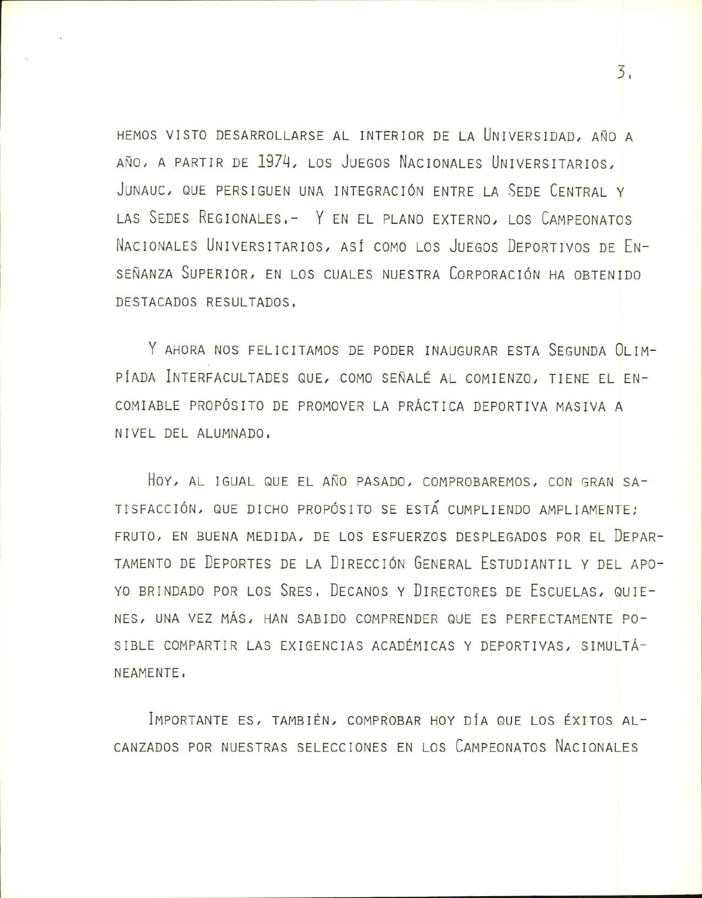HEMOS VISTO DESARROLLARSE AL INTERIOR DE LA UNIVERSIDAD, AÑO A AÑO, A PARTIR DE 1974, LOS JUEGOS NACIONALES UNIVERSITARIOS, JUNAUC, QUE PERSIGUEN UNA INTEGRACIÓN ENTRE LA SEDE CENTRAL Y LAS SEDES REGIONALES.- Y EN EL PLANO EXTERNO, LOS CAMPEONATOS NACIONALES UNIVERSITARIOS, ASÍ COMO LOS JUEGOS DEPORTIVOS DE ENSEÑANZA SUPERIOR, EN LOS CUALES NUESTRA CORPORACIÓN HA OBTENIDO DESTACADOS RESULTADOS.

Y AHORA NOS FELICITAMOS DE PODER INAUGURAR ESTA SEGUNDA OLIMPÍADA INTERFACULTADES QUE, COMO SEÑALÉ AL COMIENZO, TIENE EL ENCOMIABLE PROPÓSITO DE PROMOVER LA PRÁCTICA DEPORTIVA MASIVA A NIVEL DEL ALUMNADO.

HOY, AL IGUAL QUE EL AÑO PASADO, COMPROBAREMOS, CON GRAN SATISFACCIÓN, QUE DICHO PROPÓSITO SE ESTÁ CUMPLIENDO AMPLIAMENTE; FRUTO, EN BUENA MEDIDA, DE LOS ESFUERZOS DESPLEGADOS POR EL DEPARTAMENTO DE DEPORTES DE LA DIRECCIÓN GENERAL ESTUDIANTIL Y DEL APOYO BRINDADO POR LOS SRES. DECANOS Y DIRECTORES DE ESCUELAS, QUIENES, UNA VEZ MÁS, HAN SABIDO COMPRENDER QUE ES PERFECTAMENTE POSIBLE COMPARTIR LAS EXIGENCIAS ACADÉMICAS Y DEPORTIVAS, SIMULTÁNEAMENTE.

IMPORTANTE ES, TAMBIÉN, COMPROBAR HOY DÍA QUE LOS ÉXITOS ALCANZADOS POR NUESTRAS SELECCIONES EN LOS CAMPEONATOS NACIONALES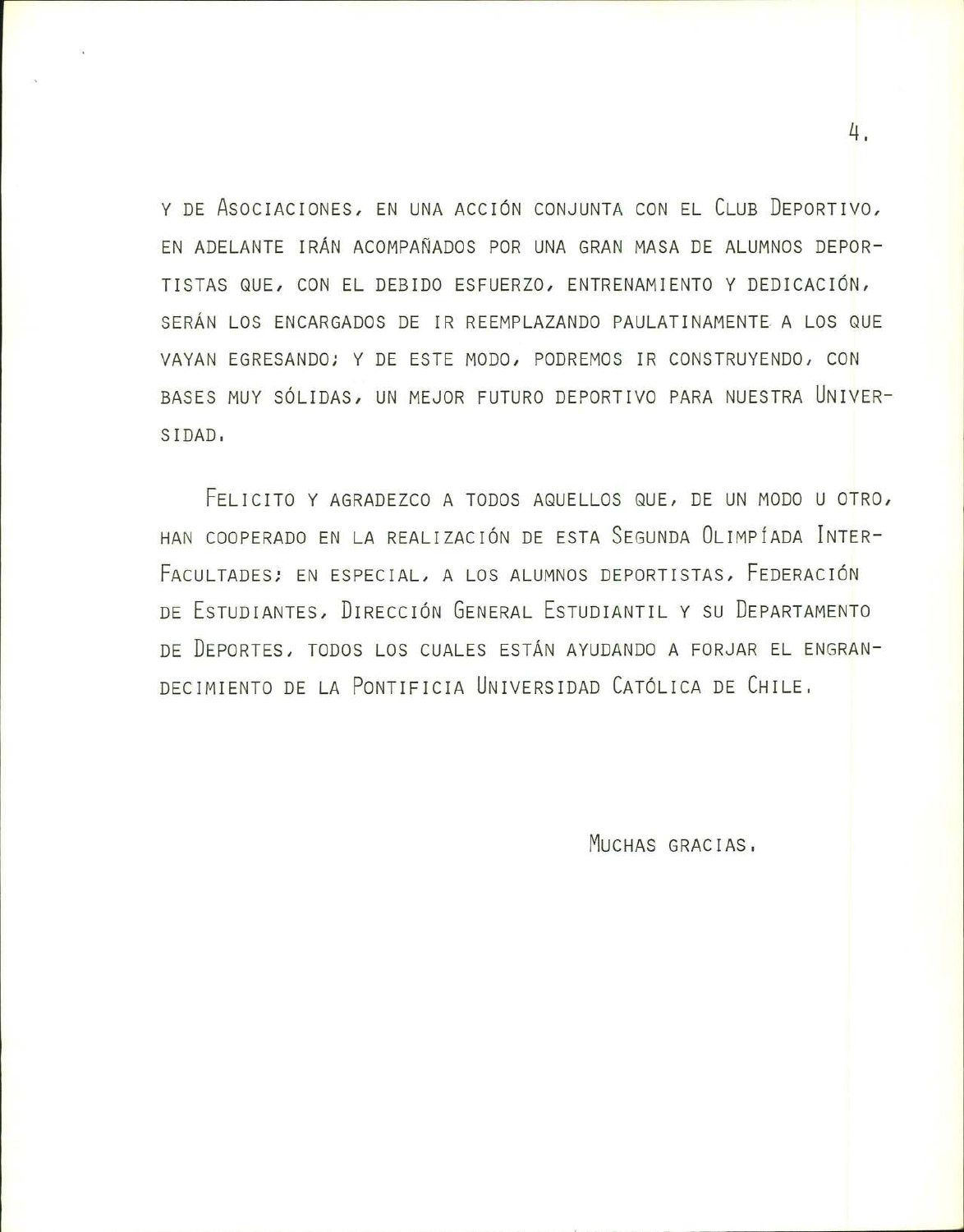Y DE ASOCIACIONES, EN UNA ACCIÓN CONJUNTA CON EL CLUB DEPORTIVO, EN ADELANTE IRÁN ACOMPAÑADOS POR UNA GRAN MASA DE ALUMNOS DEPORTISTAS QUE, CON EL DEBIDO ESFUERZO, ENTRENAMIENTO Y DEDICACIÓN, SERÁN LOS ENCARGADOS DE IR REEMPLAZANDO PAULATINAMENTE A LOS QUE VAYAN EGRESANDO; Y DE ESTE MODO, PODREMOS IR CONSTRUYENDO, CON BASES MUY SÓLIDAS, UN MEJOR FUTURO DEPORTIVO PARA NUESTRA UNIVERSIDAD.

FELICITO Y AGRADEZCO A TODOS AQUELLOS QUE, DE UN MODO U OTRO, HAN COOPERADO EN LA REALIZACIÓN DE ESTA SEGUNDA OLIMPÍADA INTERFACULTADES; EN ESPECIAL, A LOS ALUMNOS DEPORTISTAS, FEDERACIÓN DE ESTUDIANTES, DIRECCIÓN GENERAL ESTUDIANTIL Y SU DEPARTAMENTO DE DEPORTES, TODOS LOS CUALES ESTÁN AYUDANDO A FORJAR EL ENGRANDECIMIENTO DE LA PONTIFICIA UNIVERSIDAD CATÓLICA DE CHILE.

MUCHAS GRACIAS.